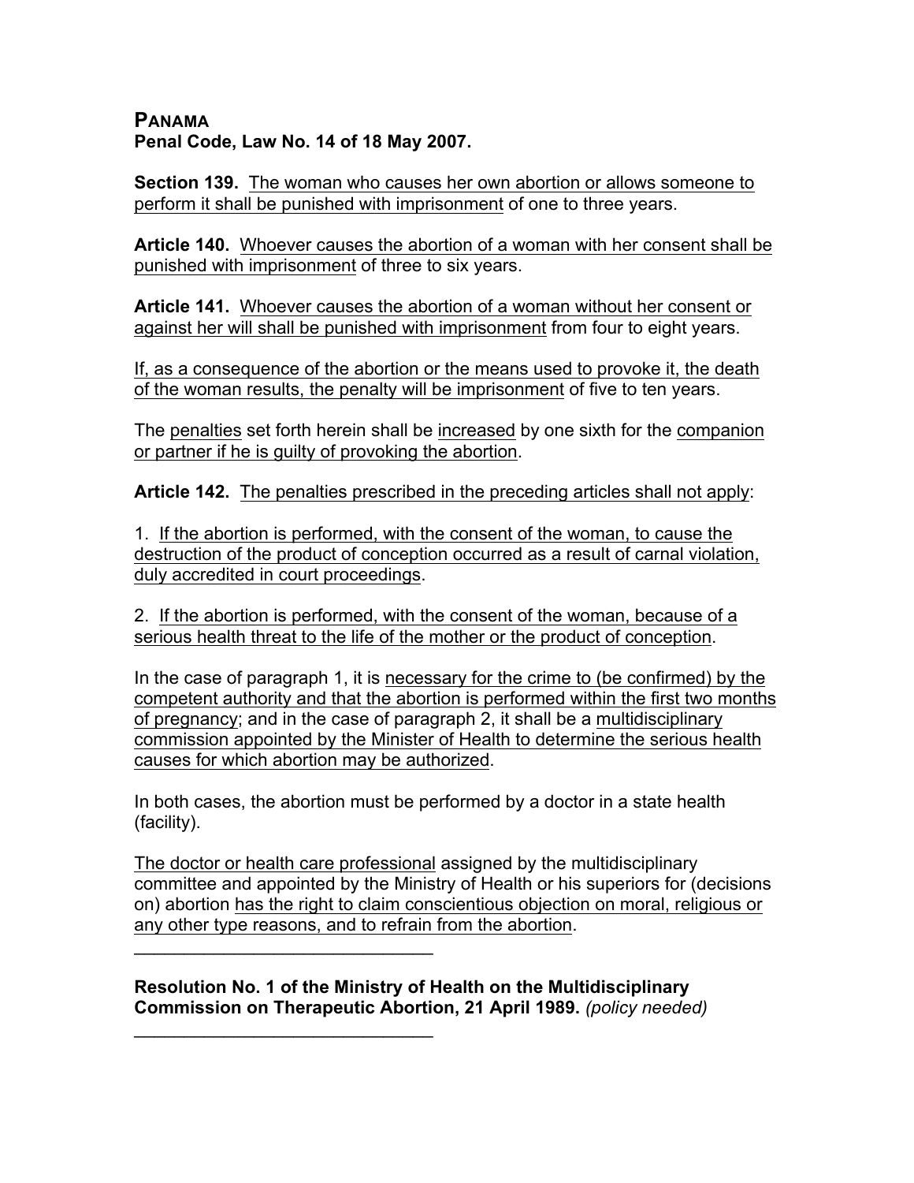**PANAMA**
**Penal Code, Law No. 14 of 18 May 2007.**

**Section 139.** <u>The woman who causes her own abortion or allows someone to perform it shall be punished with imprisonment</u> of one to three years.

**Article 140.** <u>Whoever causes the abortion of a woman with her consent shall be punished with imprisonment</u> of three to six years.

**Article 141.** <u>Whoever causes the abortion of a woman without her consent or against her will shall be punished with imprisonment</u> from four to eight years.

<u>If, as a consequence of the abortion or the means used to provoke it, the death of the woman results, the penalty will be imprisonment</u> of five to ten years.

The <u>penalties</u> set forth herein shall be <u>increased</u> by one sixth for the <u>companion or partner if he is guilty of provoking the abortion</u>.

**Article 142.** <u>The penalties prescribed in the preceding articles shall not apply</u>:

1. <u>If the abortion is performed, with the consent of the woman, to cause the destruction of the product of conception occurred as a result of carnal violation, duly accredited in court proceedings</u>.

2. <u>If the abortion is performed, with the consent of the woman, because of a serious health threat to the life of the mother or the product of conception</u>.

In the case of paragraph 1, it is <u>necessary for the crime to (be confirmed) by the competent authority and that the abortion is performed within the first two months of pregnancy</u>; and in the case of paragraph 2, it shall be a <u>multidisciplinary commission appointed by the Minister of Health to determine the serious health causes for which abortion may be authorized</u>.

In both cases, the abortion must be performed by a doctor in a state health (facility).

<u>The doctor or health care professional</u> assigned by the multidisciplinary committee and appointed by the Ministry of Health or his superiors for (decisions on) abortion <u>has the right to claim conscientious objection on moral, religious or any other type reasons, and to refrain from the abortion</u>.

---

**Resolution No. 1 of the Ministry of Health on the Multidisciplinary Commission on Therapeutic Abortion, 21 April 1989.** *(policy needed)*

---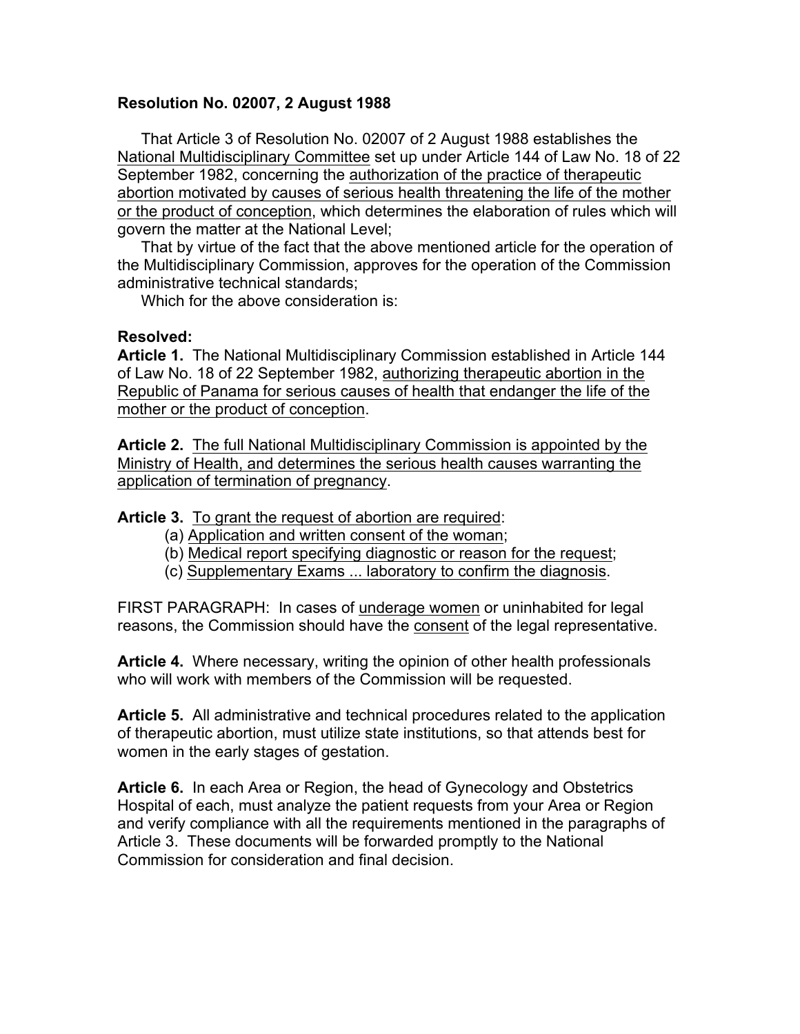**Resolution No. 02007, 2 August 1988**

That Article 3 of Resolution No. 02007 of 2 August 1988 establishes the National Multidisciplinary Committee set up under Article 144 of Law No. 18 of 22 September 1982, concerning the authorization of the practice of therapeutic abortion motivated by causes of serious health threatening the life of the mother or the product of conception, which determines the elaboration of rules which will govern the matter at the National Level;

That by virtue of the fact that the above mentioned article for the operation of the Multidisciplinary Commission, approves for the operation of the Commission administrative technical standards;

Which for the above consideration is:

**Resolved:**

**Article 1.** The National Multidisciplinary Commission established in Article 144 of Law No. 18 of 22 September 1982, authorizing therapeutic abortion in the Republic of Panama for serious causes of health that endanger the life of the mother or the product of conception.

**Article 2.** The full National Multidisciplinary Commission is appointed by the Ministry of Health, and determines the serious health causes warranting the application of termination of pregnancy.

**Article 3.** To grant the request of abortion are required:

(a) Application and written consent of the woman;
(b) Medical report specifying diagnostic or reason for the request;
(c) Supplementary Exams ... laboratory to confirm the diagnosis.

FIRST PARAGRAPH: In cases of underage women or uninhabited for legal reasons, the Commission should have the consent of the legal representative.

**Article 4.** Where necessary, writing the opinion of other health professionals who will work with members of the Commission will be requested.

**Article 5.** All administrative and technical procedures related to the application of therapeutic abortion, must utilize state institutions, so that attends best for women in the early stages of gestation.

**Article 6.** In each Area or Region, the head of Gynecology and Obstetrics Hospital of each, must analyze the patient requests from your Area or Region and verify compliance with all the requirements mentioned in the paragraphs of Article 3. These documents will be forwarded promptly to the National Commission for consideration and final decision.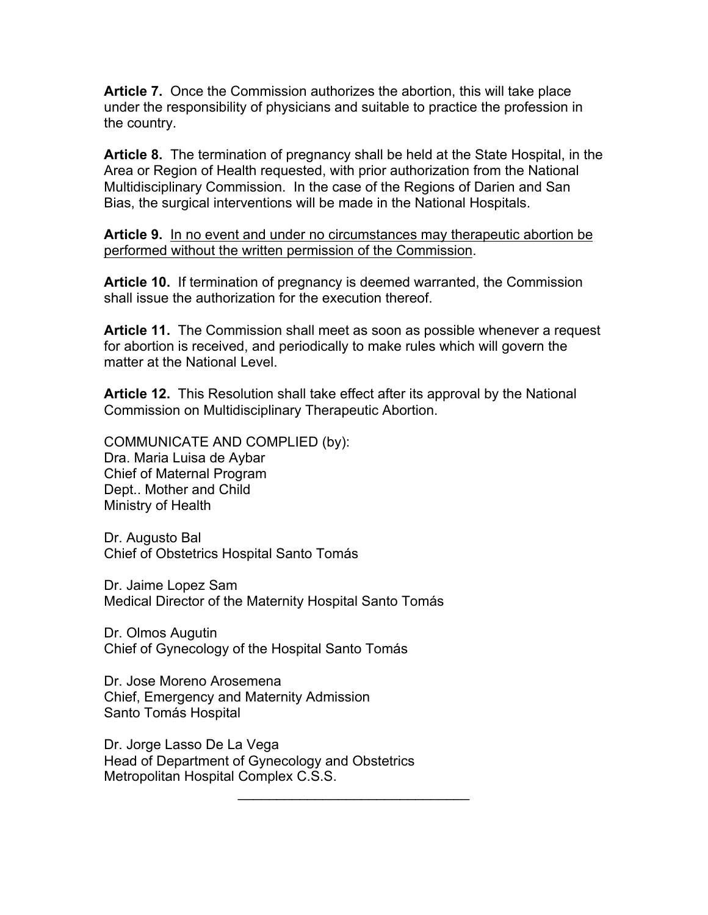**Article 7.** Once the Commission authorizes the abortion, this will take place under the responsibility of physicians and suitable to practice the profession in the country.

**Article 8.** The termination of pregnancy shall be held at the State Hospital, in the Area or Region of Health requested, with prior authorization from the National Multidisciplinary Commission. In the case of the Regions of Darien and San Bias, the surgical interventions will be made in the National Hospitals.

**Article 9.** <u>In no event and under no circumstances may therapeutic abortion be performed without the written permission of the Commission</u>.

**Article 10.** If termination of pregnancy is deemed warranted, the Commission shall issue the authorization for the execution thereof.

**Article 11.** The Commission shall meet as soon as possible whenever a request for abortion is received, and periodically to make rules which will govern the matter at the National Level.

**Article 12.** This Resolution shall take effect after its approval by the National Commission on Multidisciplinary Therapeutic Abortion.

COMMUNICATE AND COMPLIED (by):
Dra. Maria Luisa de Aybar
Chief of Maternal Program
Dept.. Mother and Child
Ministry of Health

Dr. Augusto Bal
Chief of Obstetrics Hospital Santo Tomás

Dr. Jaime Lopez Sam
Medical Director of the Maternity Hospital Santo Tomás

Dr. Olmos Augutin
Chief of Gynecology of the Hospital Santo Tomás

Dr. Jose Moreno Arosemena
Chief, Emergency and Maternity Admission
Santo Tomás Hospital

Dr. Jorge Lasso De La Vega
Head of Department of Gynecology and Obstetrics
Metropolitan Hospital Complex C.S.S.

---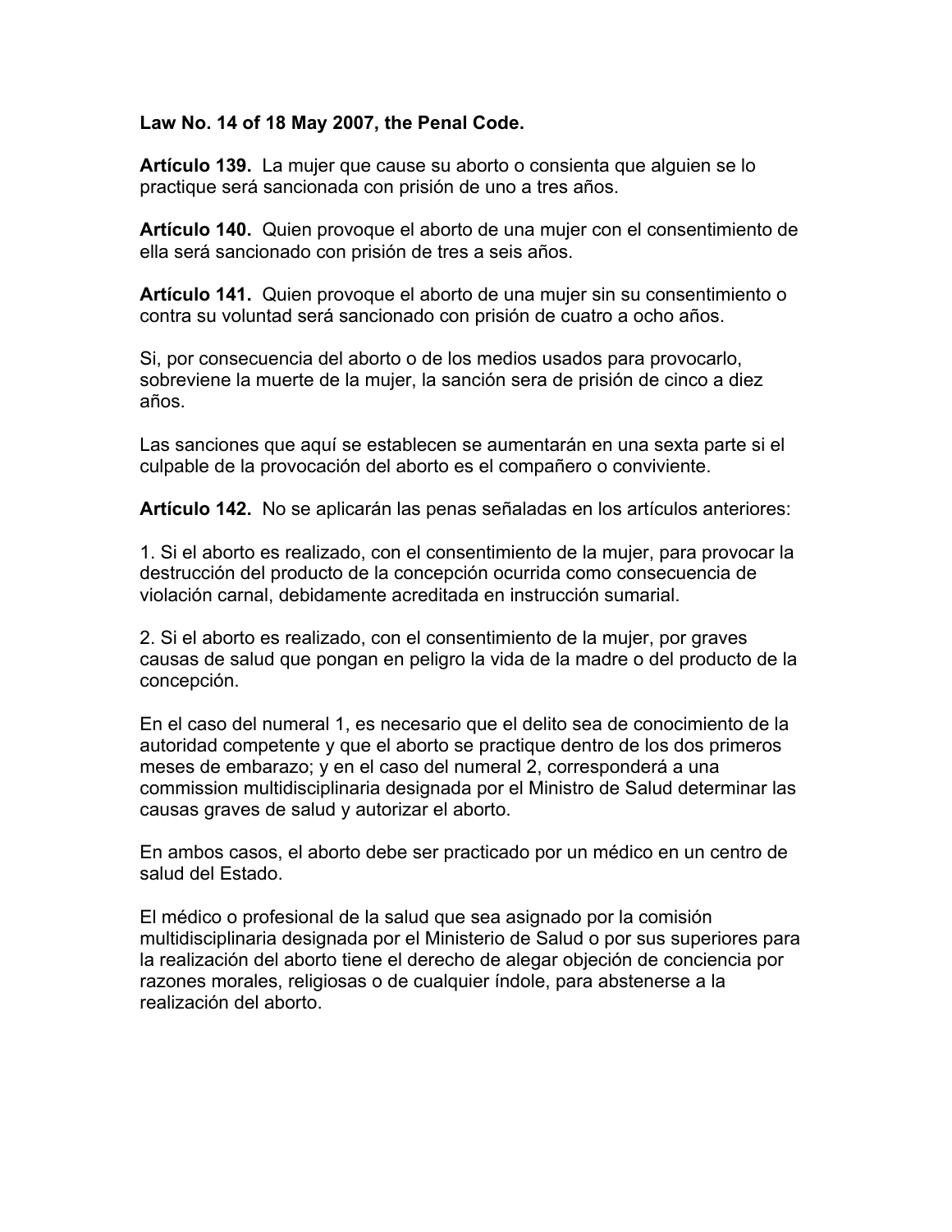**Law No. 14 of 18 May 2007, the Penal Code.**

**Artículo 139.** La mujer que cause su aborto o consienta que alguien se lo practique será sancionada con prisión de uno a tres años.

**Artículo 140.** Quien provoque el aborto de una mujer con el consentimiento de ella será sancionado con prisión de tres a seis años.

**Artículo 141.** Quien provoque el aborto de una mujer sin su consentimiento o contra su voluntad será sancionado con prisión de cuatro a ocho años.

Si, por consecuencia del aborto o de los medios usados para provocarlo, sobreviene la muerte de la mujer, la sanción sera de prisión de cinco a diez años.

Las sanciones que aquí se establecen se aumentarán en una sexta parte si el culpable de la provocación del aborto es el compañero o conviviente.

**Artículo 142.** No se aplicarán las penas señaladas en los artículos anteriores:

1. Si el aborto es realizado, con el consentimiento de la mujer, para provocar la destrucción del producto de la concepción ocurrida como consecuencia de violación carnal, debidamente acreditada en instrucción sumarial.

2. Si el aborto es realizado, con el consentimiento de la mujer, por graves causas de salud que pongan en peligro la vida de la madre o del producto de la concepción.

En el caso del numeral 1, es necesario que el delito sea de conocimiento de la autoridad competente y que el aborto se practique dentro de los dos primeros meses de embarazo; y en el caso del numeral 2, corresponderá a una commission multidisciplinaria designada por el Ministro de Salud determinar las causas graves de salud y autorizar el aborto.

En ambos casos, el aborto debe ser practicado por un médico en un centro de salud del Estado.

El médico o profesional de la salud que sea asignado por la comisión multidisciplinaria designada por el Ministerio de Salud o por sus superiores para la realización del aborto tiene el derecho de alegar objeción de conciencia por razones morales, religiosas o de cualquier índole, para abstenerse a la realización del aborto.